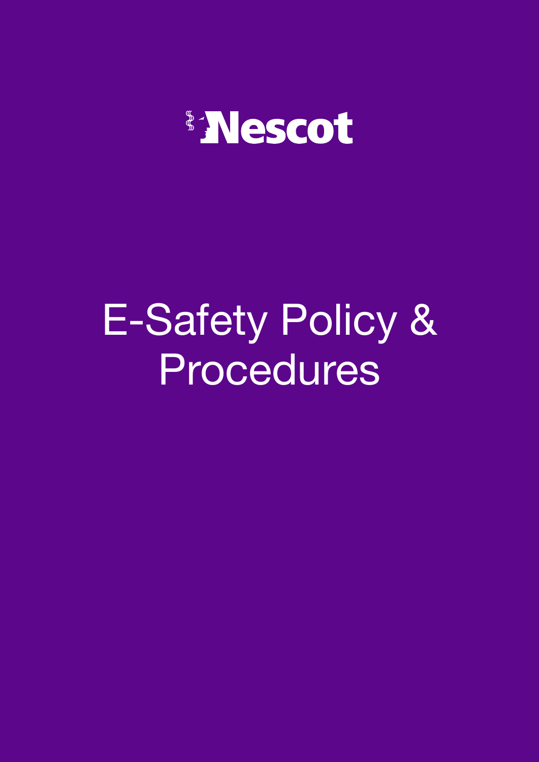Nescot

# E-Safety Policy & Procedures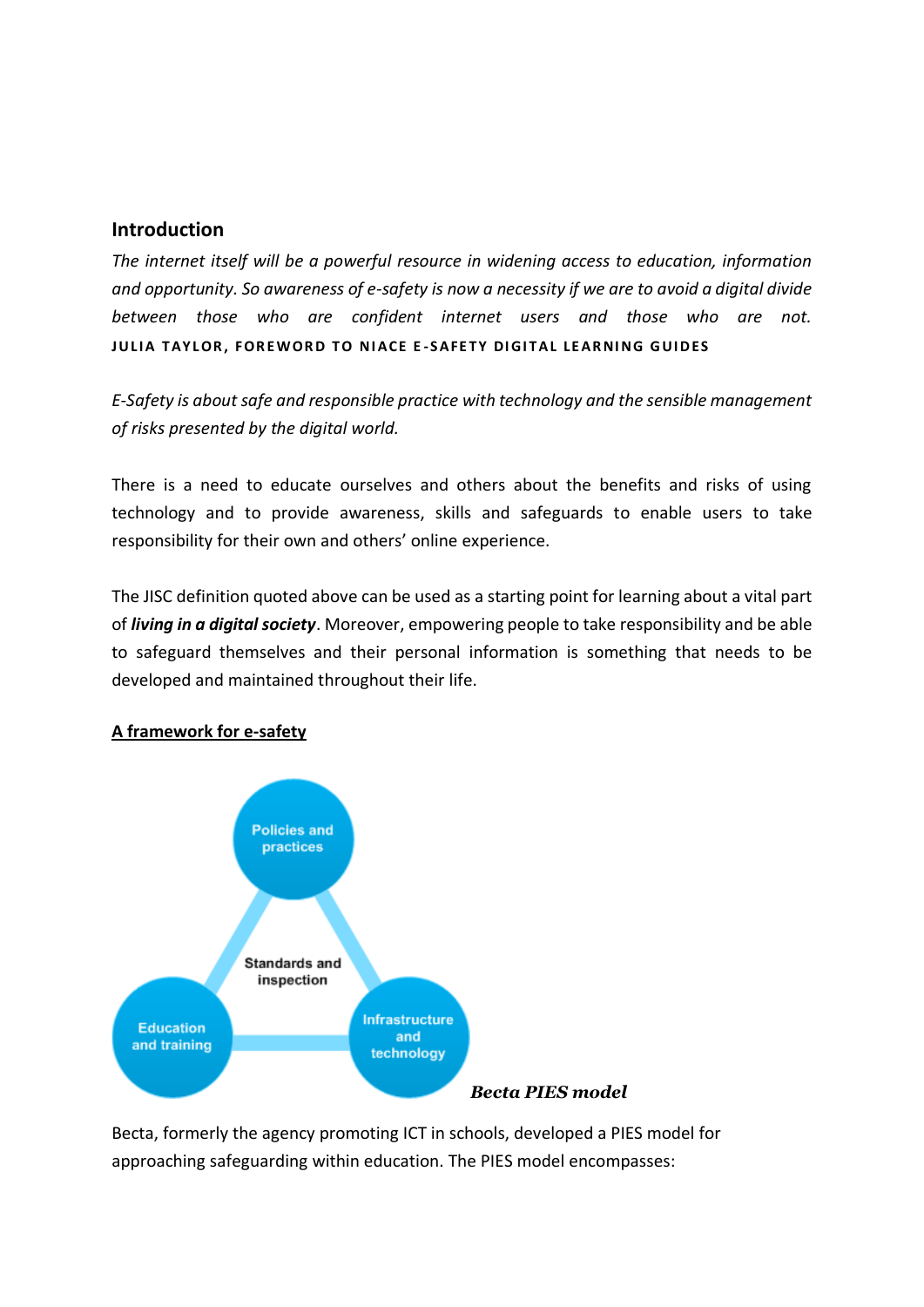## Introduction

*The internet itself will be a powerful resource in widening access to education, information and opportunity. So awareness of e-safety is now a necessity if we are to avoid a digital divide between those who are confident internet users and those who are not.*

**JULIA TAYLOR, FOREWORD TO NIACE E-SAFETY DIGITAL LEARNING GUIDES**

*E-Safety is about safe and responsible practice with technology and the sensible management of risks presented by the digital world.*

There is a need to educate ourselves and others about the benefits and risks of using technology and to provide awareness, skills and safeguards to enable users to take responsibility for their own and others' online experience.

The JISC definition quoted above can be used as a starting point for learning about a vital part of ***living in a digital society***. Moreover, empowering people to take responsibility and be able to safeguard themselves and their personal information is something that needs to be developed and maintained throughout their life.

**A framework for e-safety**

Policies and practices

Standards and inspection

Education and training

Infrastructure and technology

***Becta PIES model***

Becta, formerly the agency promoting ICT in schools, developed a PIES model for approaching safeguarding within education. The PIES model encompasses: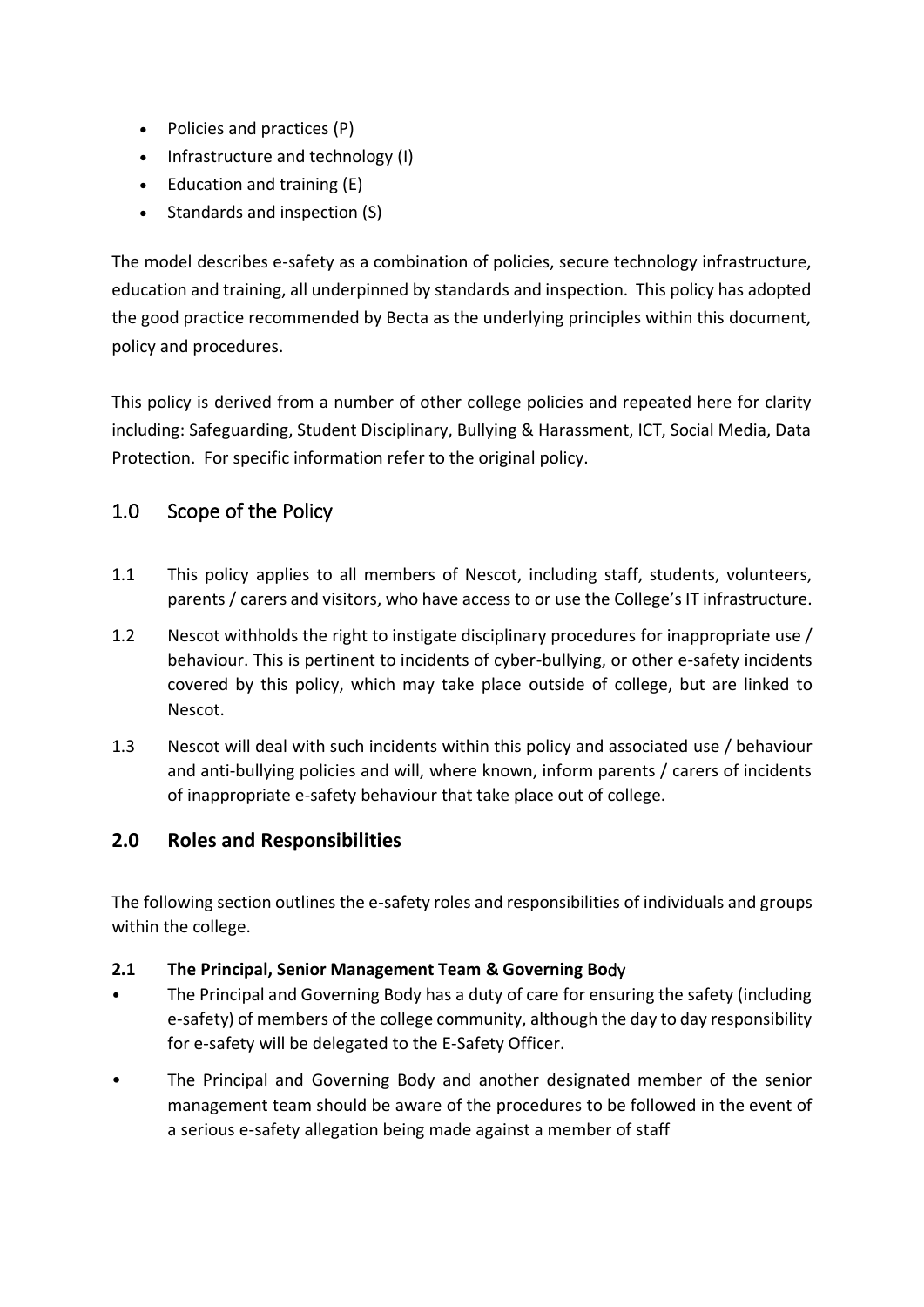- Policies and practices (P)
- Infrastructure and technology (I)
- Education and training (E)
- Standards and inspection (S)

The model describes e-safety as a combination of policies, secure technology infrastructure, education and training, all underpinned by standards and inspection. This policy has adopted the good practice recommended by Becta as the underlying principles within this document, policy and procedures.

This policy is derived from a number of other college policies and repeated here for clarity including: Safeguarding, Student Disciplinary, Bullying & Harassment, ICT, Social Media, Data Protection. For specific information refer to the original policy.

## 1.0 Scope of the Policy

1.1 This policy applies to all members of Nescot, including staff, students, volunteers, parents / carers and visitors, who have access to or use the College's IT infrastructure.

1.2 Nescot withholds the right to instigate disciplinary procedures for inappropriate use / behaviour. This is pertinent to incidents of cyber-bullying, or other e-safety incidents covered by this policy, which may take place outside of college, but are linked to Nescot.

1.3 Nescot will deal with such incidents within this policy and associated use / behaviour and anti-bullying policies and will, where known, inform parents / carers of incidents of inappropriate e-safety behaviour that take place out of college.

## 2.0 Roles and Responsibilities

The following section outlines the e-safety roles and responsibilities of individuals and groups within the college.

### 2.1 The Principal, Senior Management Team & Governing Body

- The Principal and Governing Body has a duty of care for ensuring the safety (including e-safety) of members of the college community, although the day to day responsibility for e-safety will be delegated to the E-Safety Officer.
- The Principal and Governing Body and another designated member of the senior management team should be aware of the procedures to be followed in the event of a serious e-safety allegation being made against a member of staff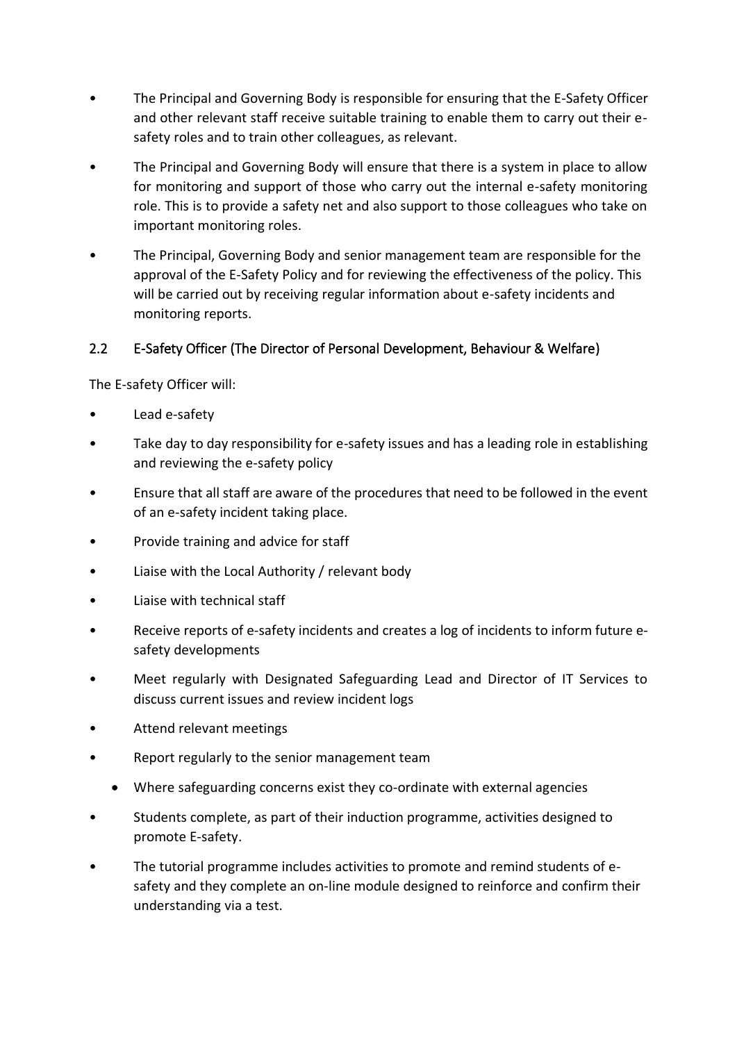- The Principal and Governing Body is responsible for ensuring that the E-Safety Officer and other relevant staff receive suitable training to enable them to carry out their e-safety roles and to train other colleagues, as relevant.
- The Principal and Governing Body will ensure that there is a system in place to allow for monitoring and support of those who carry out the internal e-safety monitoring role. This is to provide a safety net and also support to those colleagues who take on important monitoring roles.
- The Principal, Governing Body and senior management team are responsible for the approval of the E-Safety Policy and for reviewing the effectiveness of the policy. This will be carried out by receiving regular information about e-safety incidents and monitoring reports.

### 2.2 E-Safety Officer (The Director of Personal Development, Behaviour & Welfare)

The E-safety Officer will:

- Lead e-safety
- Take day to day responsibility for e-safety issues and has a leading role in establishing and reviewing the e-safety policy
- Ensure that all staff are aware of the procedures that need to be followed in the event of an e-safety incident taking place.
- Provide training and advice for staff
- Liaise with the Local Authority / relevant body
- Liaise with technical staff
- Receive reports of e-safety incidents and creates a log of incidents to inform future e-safety developments
- Meet regularly with Designated Safeguarding Lead and Director of IT Services to discuss current issues and review incident logs
- Attend relevant meetings
- Report regularly to the senior management team
    - Where safeguarding concerns exist they co-ordinate with external agencies
- Students complete, as part of their induction programme, activities designed to promote E-safety.
- The tutorial programme includes activities to promote and remind students of e-safety and they complete an on-line module designed to reinforce and confirm their understanding via a test.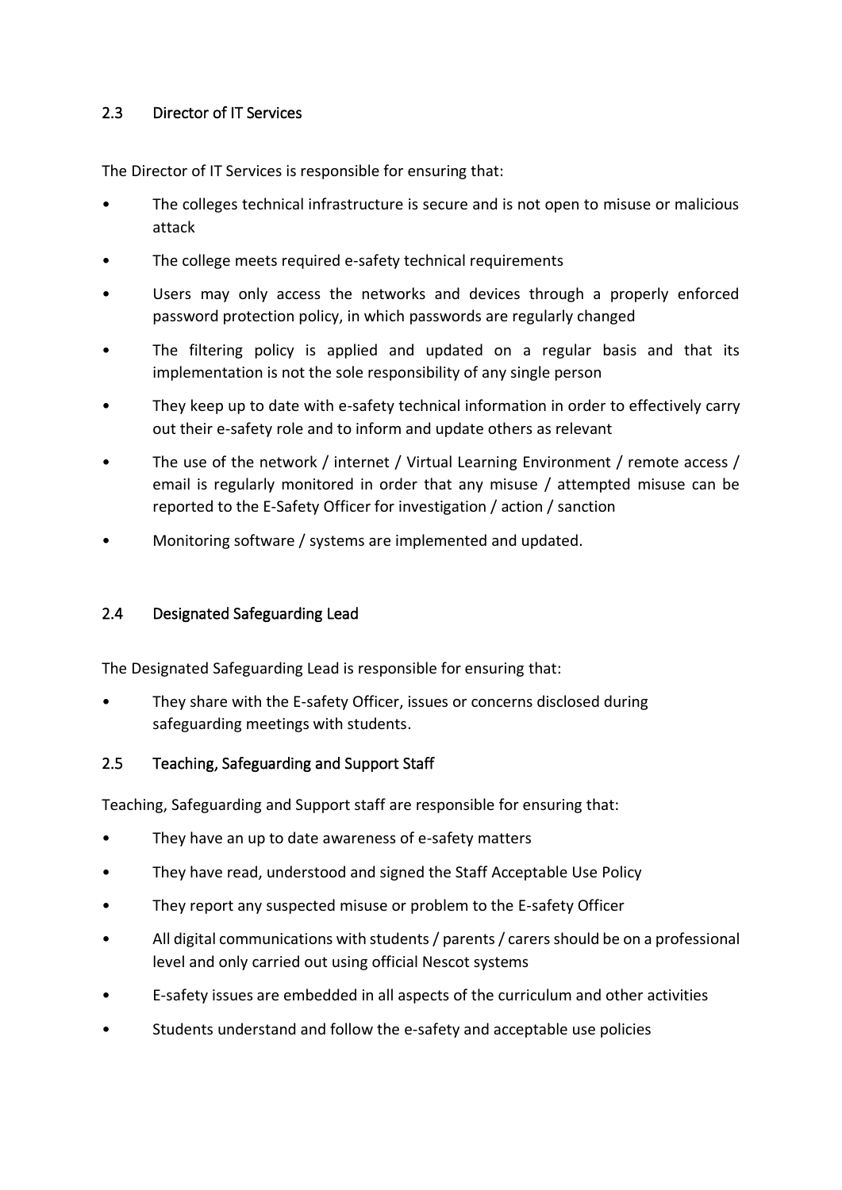### 2.3 Director of IT Services

The Director of IT Services is responsible for ensuring that:

- The colleges technical infrastructure is secure and is not open to misuse or malicious attack
- The college meets required e-safety technical requirements
- Users may only access the networks and devices through a properly enforced password protection policy, in which passwords are regularly changed
- The filtering policy is applied and updated on a regular basis and that its implementation is not the sole responsibility of any single person
- They keep up to date with e-safety technical information in order to effectively carry out their e-safety role and to inform and update others as relevant
- The use of the network / internet / Virtual Learning Environment / remote access / email is regularly monitored in order that any misuse / attempted misuse can be reported to the E-Safety Officer for investigation / action / sanction
- Monitoring software / systems are implemented and updated.

### 2.4 Designated Safeguarding Lead

The Designated Safeguarding Lead is responsible for ensuring that:

- They share with the E-safety Officer, issues or concerns disclosed during safeguarding meetings with students.

### 2.5 Teaching, Safeguarding and Support Staff

Teaching, Safeguarding and Support staff are responsible for ensuring that:

- They have an up to date awareness of e-safety matters
- They have read, understood and signed the Staff Acceptable Use Policy
- They report any suspected misuse or problem to the E-safety Officer
- All digital communications with students / parents / carers should be on a professional level and only carried out using official Nescot systems
- E-safety issues are embedded in all aspects of the curriculum and other activities
- Students understand and follow the e-safety and acceptable use policies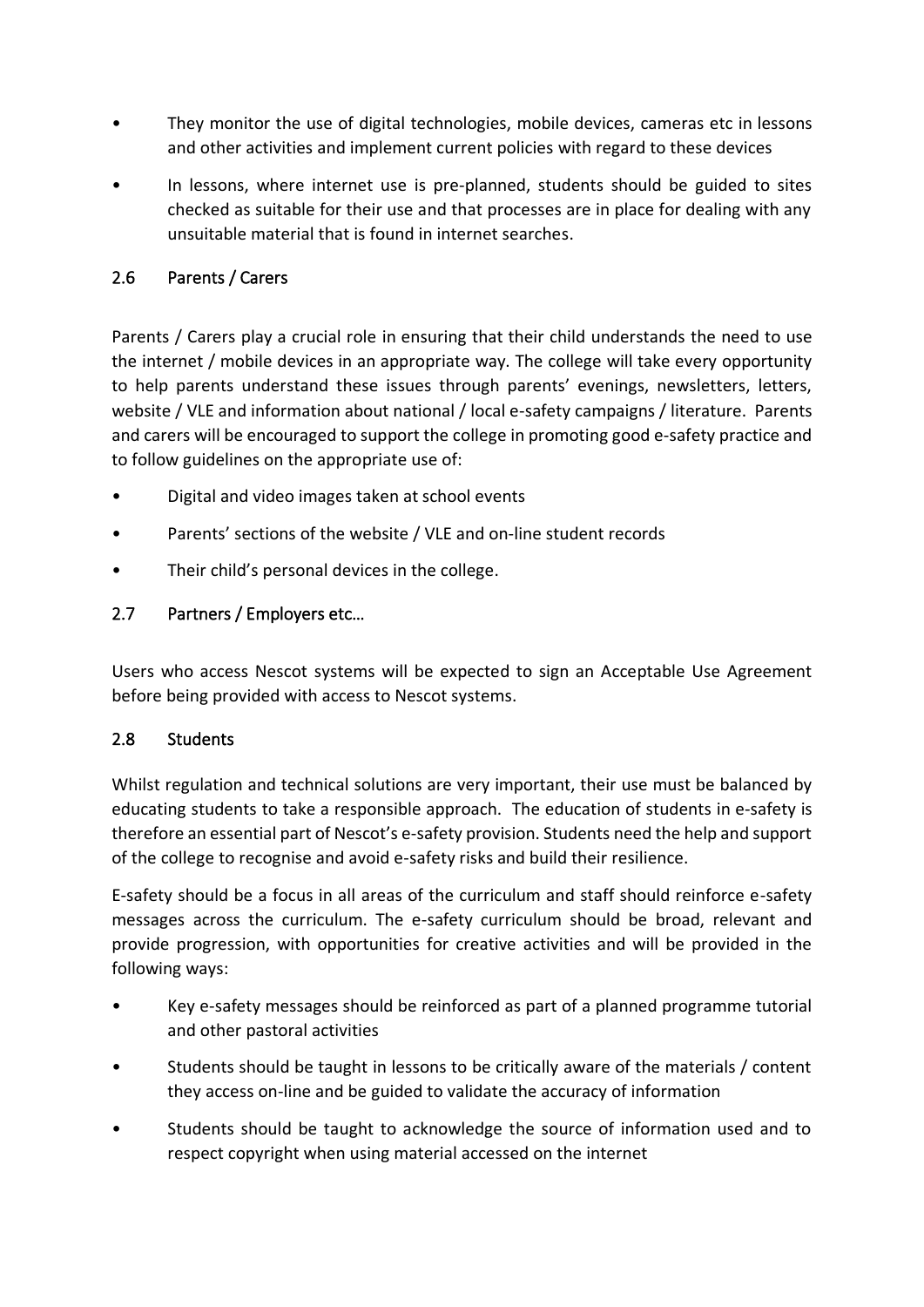- They monitor the use of digital technologies, mobile devices, cameras etc in lessons and other activities and implement current policies with regard to these devices
- In lessons, where internet use is pre-planned, students should be guided to sites checked as suitable for their use and that processes are in place for dealing with any unsuitable material that is found in internet searches.

### 2.6 Parents / Carers

Parents / Carers play a crucial role in ensuring that their child understands the need to use the internet / mobile devices in an appropriate way. The college will take every opportunity to help parents understand these issues through parents' evenings, newsletters, letters, website / VLE and information about national / local e-safety campaigns / literature. Parents and carers will be encouraged to support the college in promoting good e-safety practice and to follow guidelines on the appropriate use of:

- Digital and video images taken at school events
- Parents' sections of the website / VLE and on-line student records
- Their child's personal devices in the college.

### 2.7 Partners / Employers etc…

Users who access Nescot systems will be expected to sign an Acceptable Use Agreement before being provided with access to Nescot systems.

### 2.8 Students

Whilst regulation and technical solutions are very important, their use must be balanced by educating students to take a responsible approach. The education of students in e-safety is therefore an essential part of Nescot's e-safety provision. Students need the help and support of the college to recognise and avoid e-safety risks and build their resilience.

E-safety should be a focus in all areas of the curriculum and staff should reinforce e-safety messages across the curriculum. The e-safety curriculum should be broad, relevant and provide progression, with opportunities for creative activities and will be provided in the following ways:

- Key e-safety messages should be reinforced as part of a planned programme tutorial and other pastoral activities
- Students should be taught in lessons to be critically aware of the materials / content they access on-line and be guided to validate the accuracy of information
- Students should be taught to acknowledge the source of information used and to respect copyright when using material accessed on the internet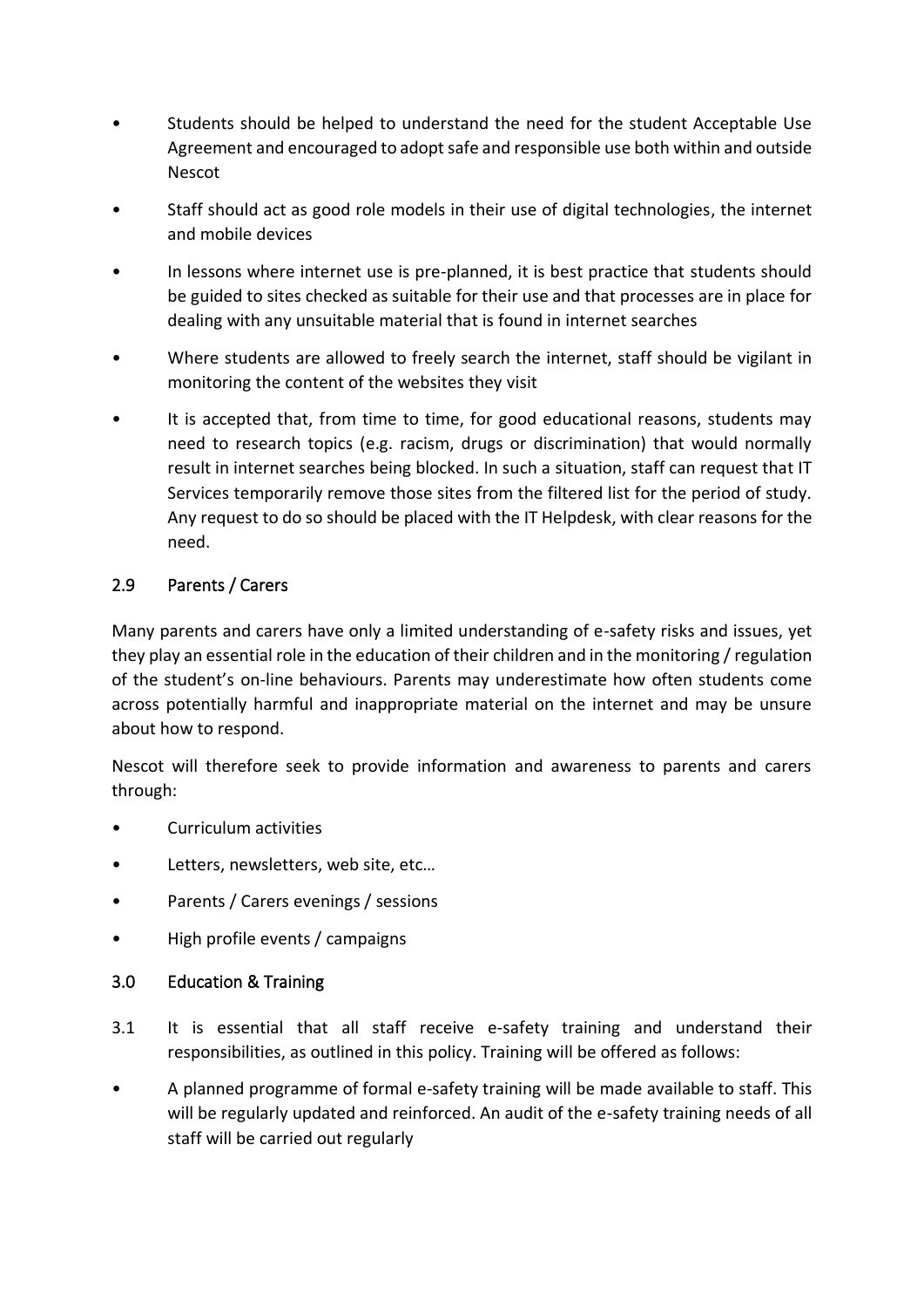- Students should be helped to understand the need for the student Acceptable Use Agreement and encouraged to adopt safe and responsible use both within and outside Nescot
- Staff should act as good role models in their use of digital technologies, the internet and mobile devices
- In lessons where internet use is pre-planned, it is best practice that students should be guided to sites checked as suitable for their use and that processes are in place for dealing with any unsuitable material that is found in internet searches
- Where students are allowed to freely search the internet, staff should be vigilant in monitoring the content of the websites they visit
- It is accepted that, from time to time, for good educational reasons, students may need to research topics (e.g. racism, drugs or discrimination) that would normally result in internet searches being blocked. In such a situation, staff can request that IT Services temporarily remove those sites from the filtered list for the period of study. Any request to do so should be placed with the IT Helpdesk, with clear reasons for the need.

### 2.9 Parents / Carers

Many parents and carers have only a limited understanding of e-safety risks and issues, yet they play an essential role in the education of their children and in the monitoring / regulation of the student's on-line behaviours. Parents may underestimate how often students come across potentially harmful and inappropriate material on the internet and may be unsure about how to respond.

Nescot will therefore seek to provide information and awareness to parents and carers through:

- Curriculum activities
- Letters, newsletters, web site, etc…
- Parents / Carers evenings / sessions
- High profile events / campaigns

## 3.0 Education & Training

3.1 It is essential that all staff receive e-safety training and understand their responsibilities, as outlined in this policy. Training will be offered as follows:

- A planned programme of formal e-safety training will be made available to staff. This will be regularly updated and reinforced. An audit of the e-safety training needs of all staff will be carried out regularly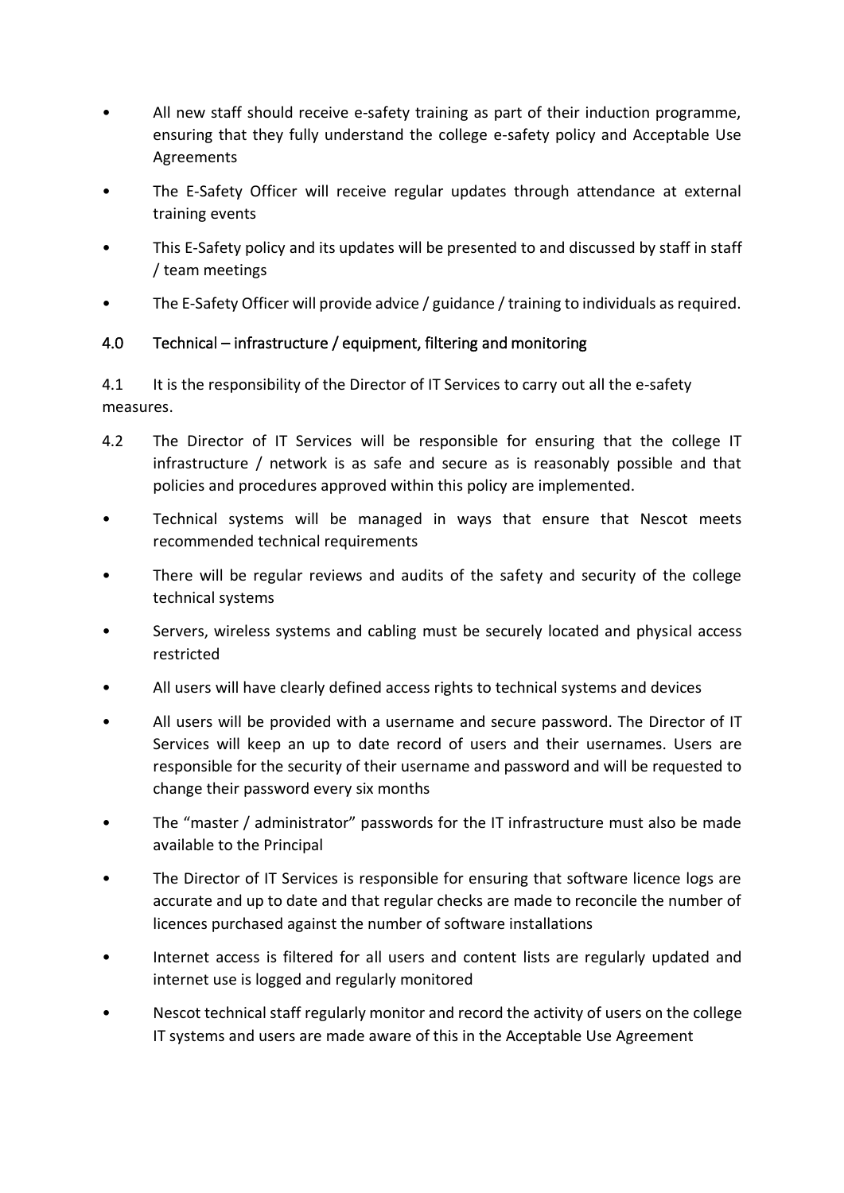- All new staff should receive e-safety training as part of their induction programme, ensuring that they fully understand the college e-safety policy and Acceptable Use Agreements
- The E-Safety Officer will receive regular updates through attendance at external training events
- This E-Safety policy and its updates will be presented to and discussed by staff in staff / team meetings
- The E-Safety Officer will provide advice / guidance / training to individuals as required.

## 4.0 Technical – infrastructure / equipment, filtering and monitoring

4.1 It is the responsibility of the Director of IT Services to carry out all the e-safety measures.

4.2 The Director of IT Services will be responsible for ensuring that the college IT infrastructure / network is as safe and secure as is reasonably possible and that policies and procedures approved within this policy are implemented.

- Technical systems will be managed in ways that ensure that Nescot meets recommended technical requirements
- There will be regular reviews and audits of the safety and security of the college technical systems
- Servers, wireless systems and cabling must be securely located and physical access restricted
- All users will have clearly defined access rights to technical systems and devices
- All users will be provided with a username and secure password. The Director of IT Services will keep an up to date record of users and their usernames. Users are responsible for the security of their username and password and will be requested to change their password every six months
- The "master / administrator" passwords for the IT infrastructure must also be made available to the Principal
- The Director of IT Services is responsible for ensuring that software licence logs are accurate and up to date and that regular checks are made to reconcile the number of licences purchased against the number of software installations
- Internet access is filtered for all users and content lists are regularly updated and internet use is logged and regularly monitored
- Nescot technical staff regularly monitor and record the activity of users on the college IT systems and users are made aware of this in the Acceptable Use Agreement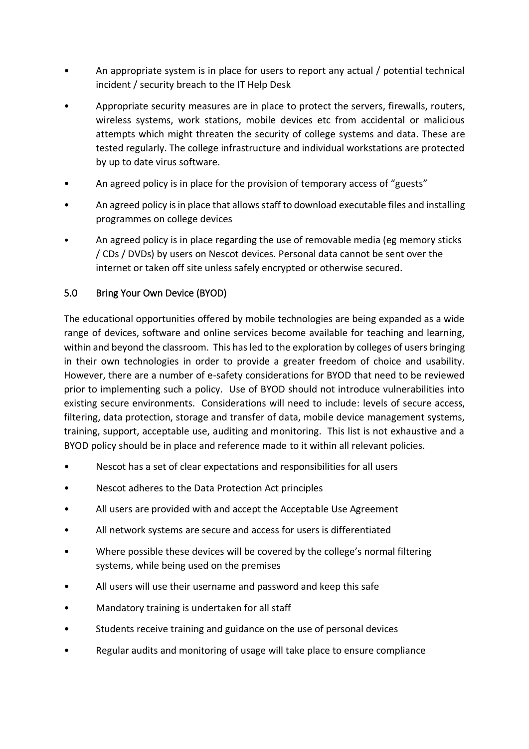- An appropriate system is in place for users to report any actual / potential technical incident / security breach to the IT Help Desk
- Appropriate security measures are in place to protect the servers, firewalls, routers, wireless systems, work stations, mobile devices etc from accidental or malicious attempts which might threaten the security of college systems and data. These are tested regularly. The college infrastructure and individual workstations are protected by up to date virus software.
- An agreed policy is in place for the provision of temporary access of "guests"
- An agreed policy is in place that allows staff to download executable files and installing programmes on college devices
- An agreed policy is in place regarding the use of removable media (eg memory sticks / CDs / DVDs) by users on Nescot devices. Personal data cannot be sent over the internet or taken off site unless safely encrypted or otherwise secured.

## 5.0 Bring Your Own Device (BYOD)

The educational opportunities offered by mobile technologies are being expanded as a wide range of devices, software and online services become available for teaching and learning, within and beyond the classroom. This has led to the exploration by colleges of users bringing in their own technologies in order to provide a greater freedom of choice and usability. However, there are a number of e-safety considerations for BYOD that need to be reviewed prior to implementing such a policy. Use of BYOD should not introduce vulnerabilities into existing secure environments. Considerations will need to include: levels of secure access, filtering, data protection, storage and transfer of data, mobile device management systems, training, support, acceptable use, auditing and monitoring. This list is not exhaustive and a BYOD policy should be in place and reference made to it within all relevant policies.

- Nescot has a set of clear expectations and responsibilities for all users
- Nescot adheres to the Data Protection Act principles
- All users are provided with and accept the Acceptable Use Agreement
- All network systems are secure and access for users is differentiated
- Where possible these devices will be covered by the college's normal filtering systems, while being used on the premises
- All users will use their username and password and keep this safe
- Mandatory training is undertaken for all staff
- Students receive training and guidance on the use of personal devices
- Regular audits and monitoring of usage will take place to ensure compliance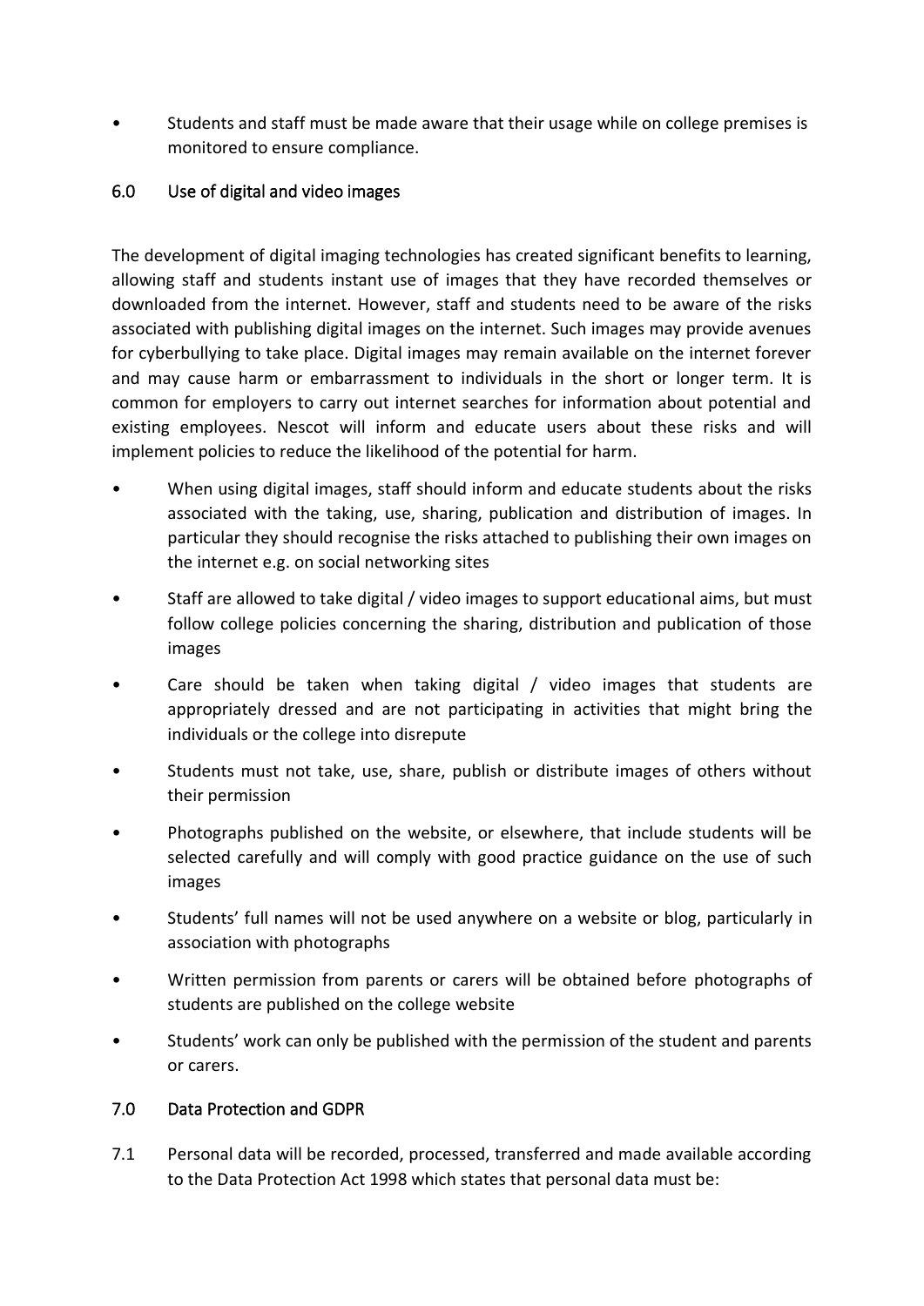- Students and staff must be made aware that their usage while on college premises is monitored to ensure compliance.

## 6.0 Use of digital and video images

The development of digital imaging technologies has created significant benefits to learning, allowing staff and students instant use of images that they have recorded themselves or downloaded from the internet. However, staff and students need to be aware of the risks associated with publishing digital images on the internet. Such images may provide avenues for cyberbullying to take place. Digital images may remain available on the internet forever and may cause harm or embarrassment to individuals in the short or longer term. It is common for employers to carry out internet searches for information about potential and existing employees. Nescot will inform and educate users about these risks and will implement policies to reduce the likelihood of the potential for harm.

- When using digital images, staff should inform and educate students about the risks associated with the taking, use, sharing, publication and distribution of images. In particular they should recognise the risks attached to publishing their own images on the internet e.g. on social networking sites
- Staff are allowed to take digital / video images to support educational aims, but must follow college policies concerning the sharing, distribution and publication of those images
- Care should be taken when taking digital / video images that students are appropriately dressed and are not participating in activities that might bring the individuals or the college into disrepute
- Students must not take, use, share, publish or distribute images of others without their permission
- Photographs published on the website, or elsewhere, that include students will be selected carefully and will comply with good practice guidance on the use of such images
- Students' full names will not be used anywhere on a website or blog, particularly in association with photographs
- Written permission from parents or carers will be obtained before photographs of students are published on the college website
- Students' work can only be published with the permission of the student and parents or carers.

## 7.0 Data Protection and GDPR

7.1 Personal data will be recorded, processed, transferred and made available according to the Data Protection Act 1998 which states that personal data must be: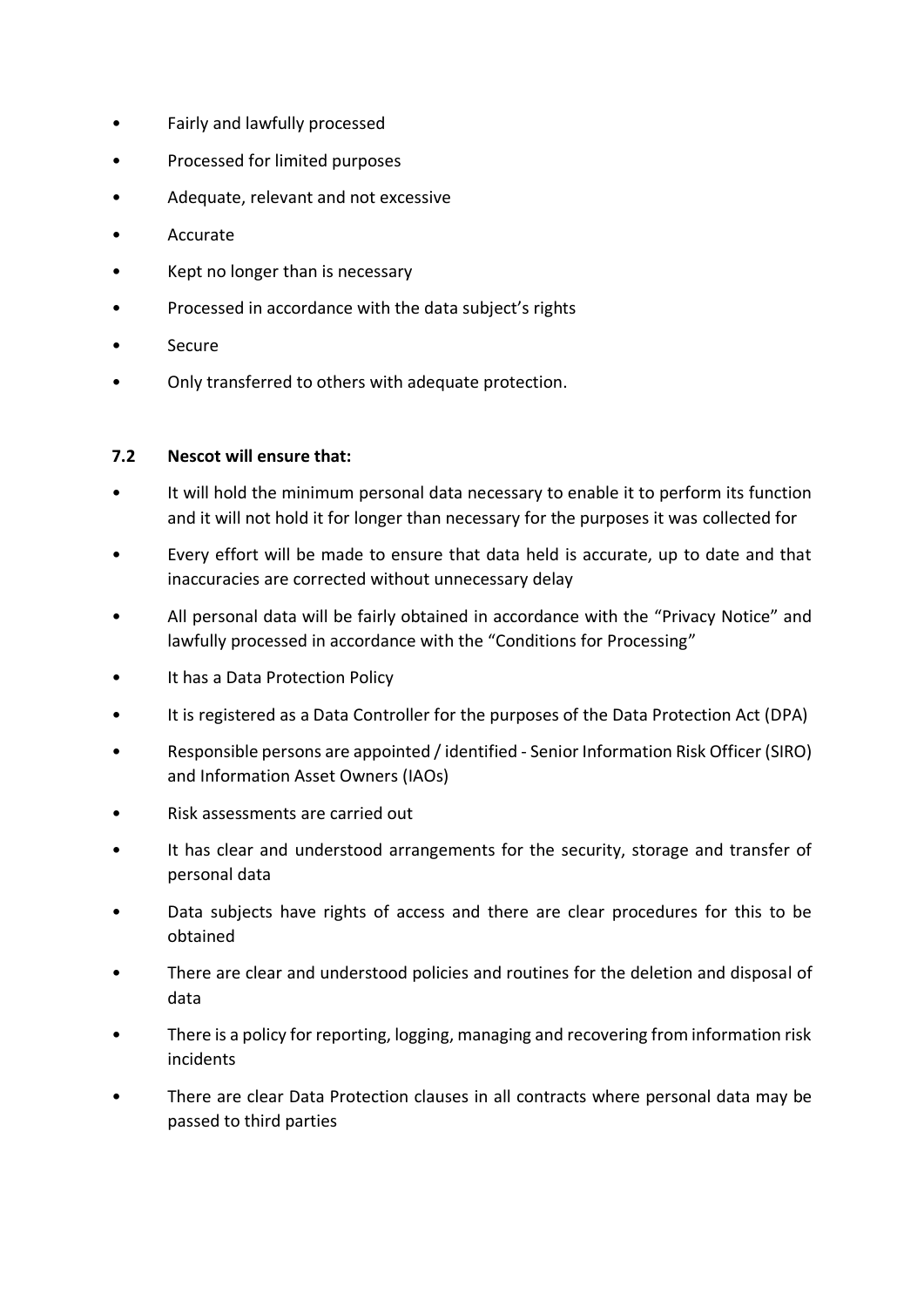- Fairly and lawfully processed
- Processed for limited purposes
- Adequate, relevant and not excessive
- Accurate
- Kept no longer than is necessary
- Processed in accordance with the data subject's rights
- Secure
- Only transferred to others with adequate protection.

### 7.2 Nescot will ensure that:

- It will hold the minimum personal data necessary to enable it to perform its function and it will not hold it for longer than necessary for the purposes it was collected for
- Every effort will be made to ensure that data held is accurate, up to date and that inaccuracies are corrected without unnecessary delay
- All personal data will be fairly obtained in accordance with the "Privacy Notice" and lawfully processed in accordance with the "Conditions for Processing"
- It has a Data Protection Policy
- It is registered as a Data Controller for the purposes of the Data Protection Act (DPA)
- Responsible persons are appointed / identified - Senior Information Risk Officer (SIRO) and Information Asset Owners (IAOs)
- Risk assessments are carried out
- It has clear and understood arrangements for the security, storage and transfer of personal data
- Data subjects have rights of access and there are clear procedures for this to be obtained
- There are clear and understood policies and routines for the deletion and disposal of data
- There is a policy for reporting, logging, managing and recovering from information risk incidents
- There are clear Data Protection clauses in all contracts where personal data may be passed to third parties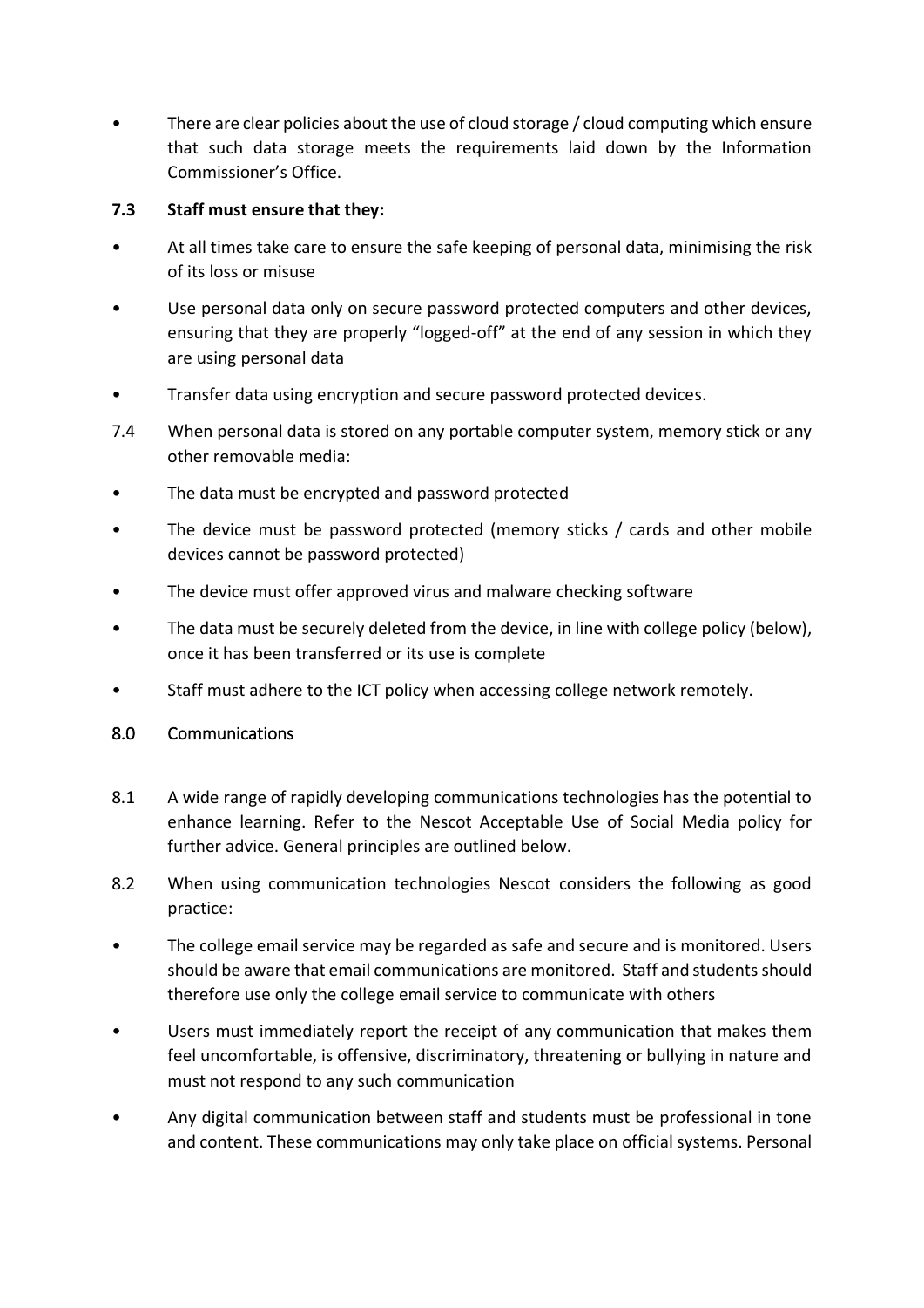- There are clear policies about the use of cloud storage / cloud computing which ensure that such data storage meets the requirements laid down by the Information Commissioner's Office.

**7.3 Staff must ensure that they:**

- At all times take care to ensure the safe keeping of personal data, minimising the risk of its loss or misuse
- Use personal data only on secure password protected computers and other devices, ensuring that they are properly "logged-off" at the end of any session in which they are using personal data
- Transfer data using encryption and secure password protected devices.

7.4 When personal data is stored on any portable computer system, memory stick or any other removable media:

- The data must be encrypted and password protected
- The device must be password protected (memory sticks / cards and other mobile devices cannot be password protected)
- The device must offer approved virus and malware checking software
- The data must be securely deleted from the device, in line with college policy (below), once it has been transferred or its use is complete
- Staff must adhere to the ICT policy when accessing college network remotely.

## 8.0 Communications

8.1 A wide range of rapidly developing communications technologies has the potential to enhance learning. Refer to the Nescot Acceptable Use of Social Media policy for further advice. General principles are outlined below.

8.2 When using communication technologies Nescot considers the following as good practice:

- The college email service may be regarded as safe and secure and is monitored. Users should be aware that email communications are monitored. Staff and students should therefore use only the college email service to communicate with others
- Users must immediately report the receipt of any communication that makes them feel uncomfortable, is offensive, discriminatory, threatening or bullying in nature and must not respond to any such communication
- Any digital communication between staff and students must be professional in tone and content. These communications may only take place on official systems. Personal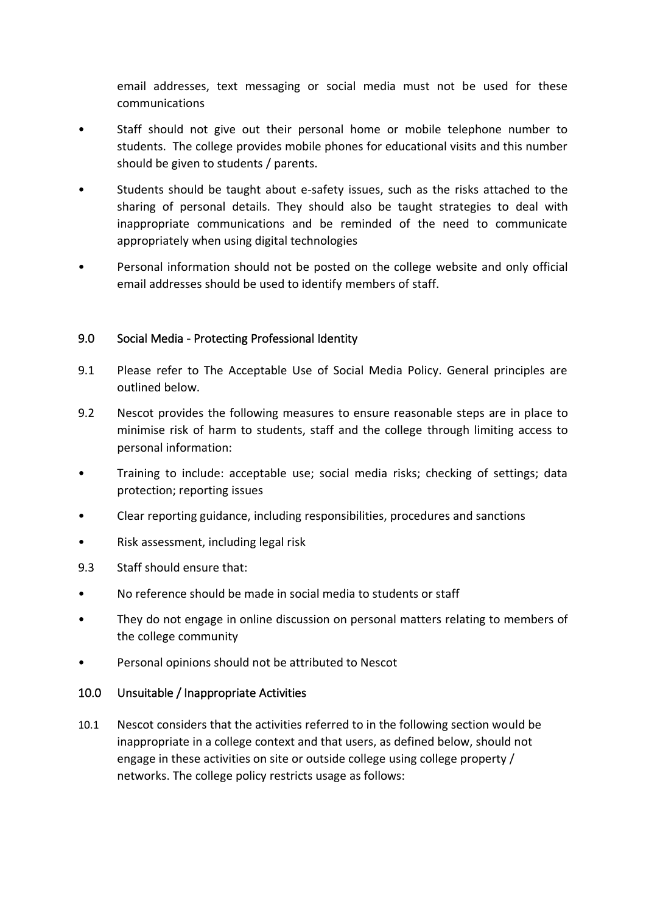email addresses, text messaging or social media must not be used for these communications

- Staff should not give out their personal home or mobile telephone number to students. The college provides mobile phones for educational visits and this number should be given to students / parents.
- Students should be taught about e-safety issues, such as the risks attached to the sharing of personal details. They should also be taught strategies to deal with inappropriate communications and be reminded of the need to communicate appropriately when using digital technologies
- Personal information should not be posted on the college website and only official email addresses should be used to identify members of staff.

## 9.0 Social Media - Protecting Professional Identity

9.1 Please refer to The Acceptable Use of Social Media Policy. General principles are outlined below.

9.2 Nescot provides the following measures to ensure reasonable steps are in place to minimise risk of harm to students, staff and the college through limiting access to personal information:

- Training to include: acceptable use; social media risks; checking of settings; data protection; reporting issues
- Clear reporting guidance, including responsibilities, procedures and sanctions
- Risk assessment, including legal risk

9.3 Staff should ensure that:

- No reference should be made in social media to students or staff
- They do not engage in online discussion on personal matters relating to members of the college community
- Personal opinions should not be attributed to Nescot

## 10.0 Unsuitable / Inappropriate Activities

10.1 Nescot considers that the activities referred to in the following section would be inappropriate in a college context and that users, as defined below, should not engage in these activities on site or outside college using college property / networks. The college policy restricts usage as follows: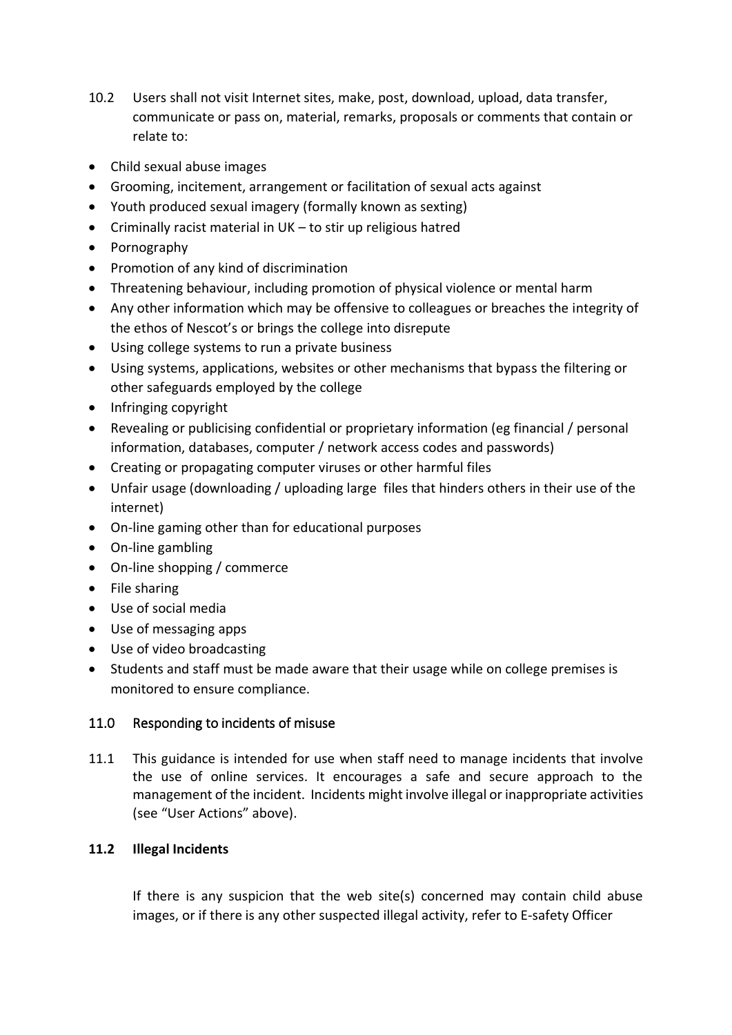10.2 Users shall not visit Internet sites, make, post, download, upload, data transfer, communicate or pass on, material, remarks, proposals or comments that contain or relate to:

- Child sexual abuse images
- Grooming, incitement, arrangement or facilitation of sexual acts against
- Youth produced sexual imagery (formally known as sexting)
- Criminally racist material in UK – to stir up religious hatred
- Pornography
- Promotion of any kind of discrimination
- Threatening behaviour, including promotion of physical violence or mental harm
- Any other information which may be offensive to colleagues or breaches the integrity of the ethos of Nescot's or brings the college into disrepute
- Using college systems to run a private business
- Using systems, applications, websites or other mechanisms that bypass the filtering or other safeguards employed by the college
- Infringing copyright
- Revealing or publicising confidential or proprietary information (eg financial / personal information, databases, computer / network access codes and passwords)
- Creating or propagating computer viruses or other harmful files
- Unfair usage (downloading / uploading large files that hinders others in their use of the internet)
- On-line gaming other than for educational purposes
- On-line gambling
- On-line shopping / commerce
- File sharing
- Use of social media
- Use of messaging apps
- Use of video broadcasting
- Students and staff must be made aware that their usage while on college premises is monitored to ensure compliance.

## 11.0 Responding to incidents of misuse

11.1 This guidance is intended for use when staff need to manage incidents that involve the use of online services. It encourages a safe and secure approach to the management of the incident. Incidents might involve illegal or inappropriate activities (see "User Actions" above).

### 11.2 Illegal Incidents

If there is any suspicion that the web site(s) concerned may contain child abuse images, or if there is any other suspected illegal activity, refer to E-safety Officer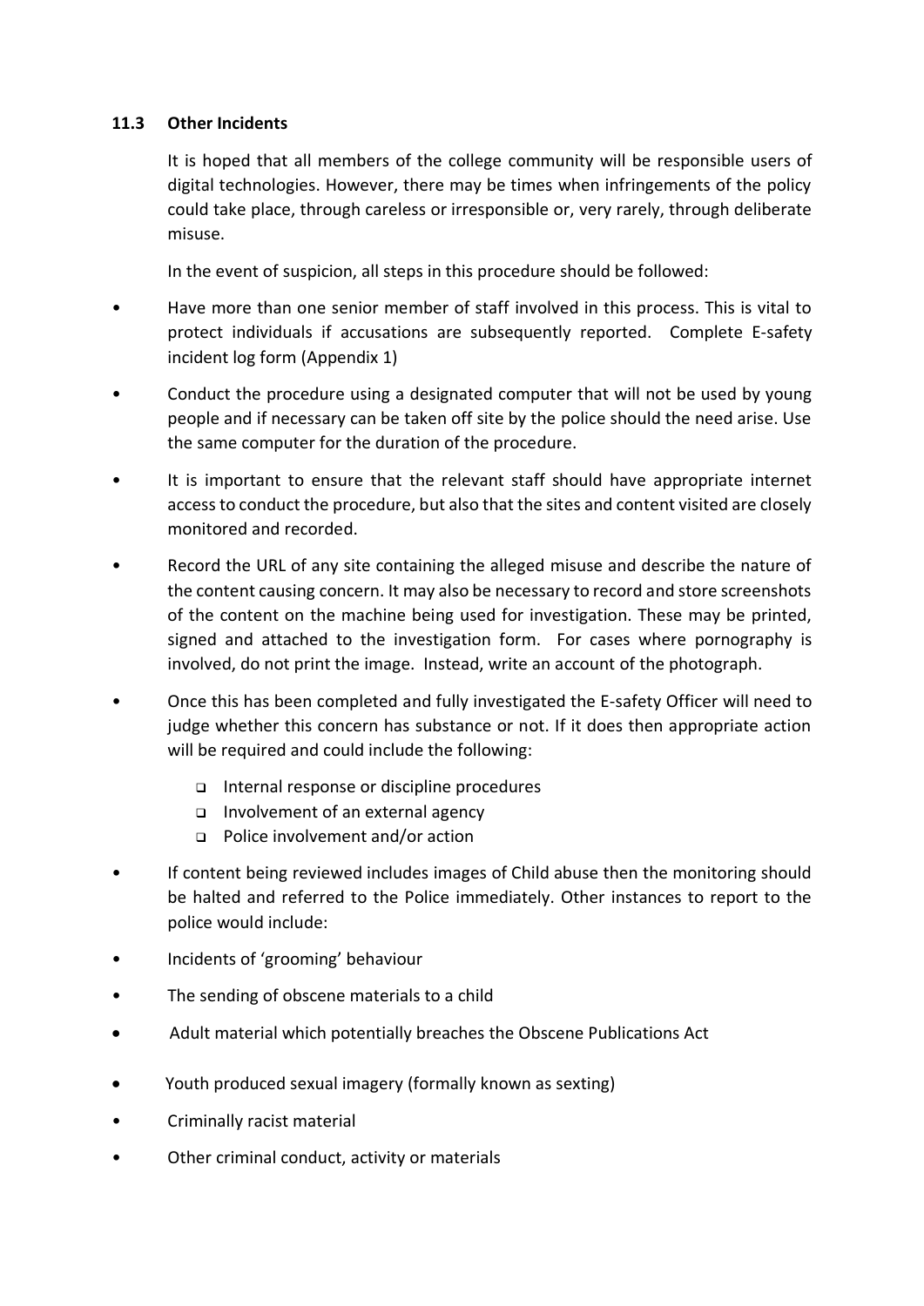### 11.3 Other Incidents

It is hoped that all members of the college community will be responsible users of digital technologies. However, there may be times when infringements of the policy could take place, through careless or irresponsible or, very rarely, through deliberate misuse.

In the event of suspicion, all steps in this procedure should be followed:

- Have more than one senior member of staff involved in this process. This is vital to protect individuals if accusations are subsequently reported. Complete E-safety incident log form (Appendix 1)
- Conduct the procedure using a designated computer that will not be used by young people and if necessary can be taken off site by the police should the need arise. Use the same computer for the duration of the procedure.
- It is important to ensure that the relevant staff should have appropriate internet access to conduct the procedure, but also that the sites and content visited are closely monitored and recorded.
- Record the URL of any site containing the alleged misuse and describe the nature of the content causing concern. It may also be necessary to record and store screenshots of the content on the machine being used for investigation. These may be printed, signed and attached to the investigation form. For cases where pornography is involved, do not print the image. Instead, write an account of the photograph.
- Once this has been completed and fully investigated the E-safety Officer will need to judge whether this concern has substance or not. If it does then appropriate action will be required and could include the following:
  - Internal response or discipline procedures
  - Involvement of an external agency
  - Police involvement and/or action
- If content being reviewed includes images of Child abuse then the monitoring should be halted and referred to the Police immediately. Other instances to report to the police would include:
- Incidents of 'grooming' behaviour
- The sending of obscene materials to a child
- Adult material which potentially breaches the Obscene Publications Act
- Youth produced sexual imagery (formally known as sexting)
- Criminally racist material
- Other criminal conduct, activity or materials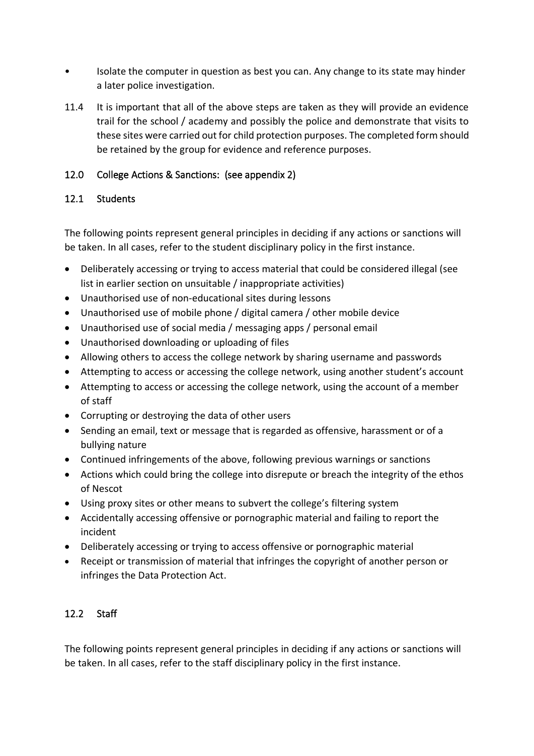- Isolate the computer in question as best you can. Any change to its state may hinder a later police investigation.

11.4 It is important that all of the above steps are taken as they will provide an evidence trail for the school / academy and possibly the police and demonstrate that visits to these sites were carried out for child protection purposes. The completed form should be retained by the group for evidence and reference purposes.

## 12.0 College Actions & Sanctions: (see appendix 2)

### 12.1 Students

The following points represent general principles in deciding if any actions or sanctions will be taken. In all cases, refer to the student disciplinary policy in the first instance.

- Deliberately accessing or trying to access material that could be considered illegal (see list in earlier section on unsuitable / inappropriate activities)
- Unauthorised use of non-educational sites during lessons
- Unauthorised use of mobile phone / digital camera / other mobile device
- Unauthorised use of social media / messaging apps / personal email
- Unauthorised downloading or uploading of files
- Allowing others to access the college network by sharing username and passwords
- Attempting to access or accessing the college network, using another student's account
- Attempting to access or accessing the college network, using the account of a member of staff
- Corrupting or destroying the data of other users
- Sending an email, text or message that is regarded as offensive, harassment or of a bullying nature
- Continued infringements of the above, following previous warnings or sanctions
- Actions which could bring the college into disrepute or breach the integrity of the ethos of Nescot
- Using proxy sites or other means to subvert the college's filtering system
- Accidentally accessing offensive or pornographic material and failing to report the incident
- Deliberately accessing or trying to access offensive or pornographic material
- Receipt or transmission of material that infringes the copyright of another person or infringes the Data Protection Act.

### 12.2 Staff

The following points represent general principles in deciding if any actions or sanctions will be taken. In all cases, refer to the staff disciplinary policy in the first instance.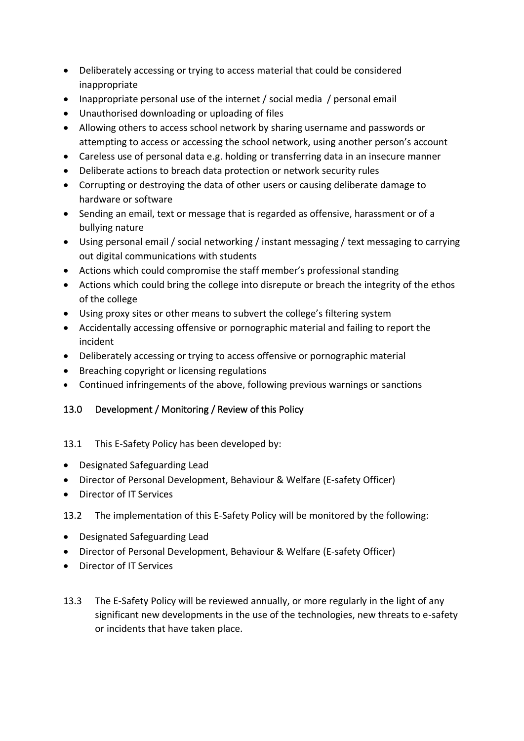- Deliberately accessing or trying to access material that could be considered inappropriate
- Inappropriate personal use of the internet / social media / personal email
- Unauthorised downloading or uploading of files
- Allowing others to access school network by sharing username and passwords or attempting to access or accessing the school network, using another person's account
- Careless use of personal data e.g. holding or transferring data in an insecure manner
- Deliberate actions to breach data protection or network security rules
- Corrupting or destroying the data of other users or causing deliberate damage to hardware or software
- Sending an email, text or message that is regarded as offensive, harassment or of a bullying nature
- Using personal email / social networking / instant messaging / text messaging to carrying out digital communications with students
- Actions which could compromise the staff member's professional standing
- Actions which could bring the college into disrepute or breach the integrity of the ethos of the college
- Using proxy sites or other means to subvert the college's filtering system
- Accidentally accessing offensive or pornographic material and failing to report the incident
- Deliberately accessing or trying to access offensive or pornographic material
- Breaching copyright or licensing regulations
- Continued infringements of the above, following previous warnings or sanctions

## 13.0 Development / Monitoring / Review of this Policy

13.1 This E-Safety Policy has been developed by:

- Designated Safeguarding Lead
- Director of Personal Development, Behaviour & Welfare (E-safety Officer)
- Director of IT Services

13.2 The implementation of this E-Safety Policy will be monitored by the following:

- Designated Safeguarding Lead
- Director of Personal Development, Behaviour & Welfare (E-safety Officer)
- Director of IT Services

13.3 The E-Safety Policy will be reviewed annually, or more regularly in the light of any significant new developments in the use of the technologies, new threats to e-safety or incidents that have taken place.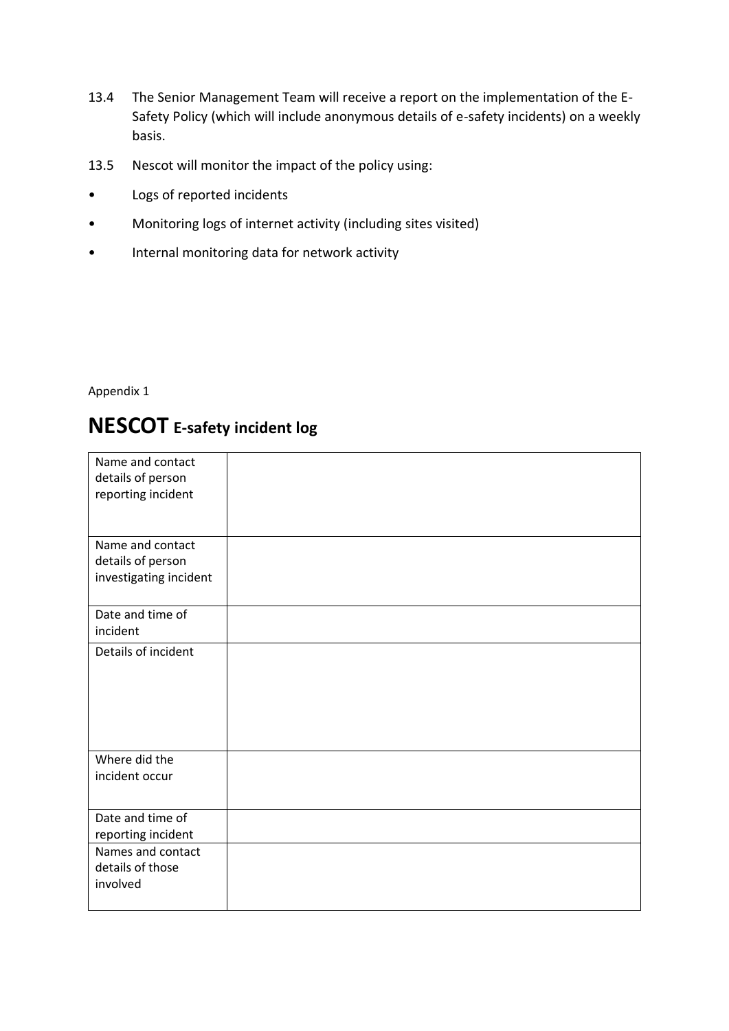13.4 The Senior Management Team will receive a report on the implementation of the E-Safety Policy (which will include anonymous details of e-safety incidents) on a weekly basis.

13.5 Nescot will monitor the impact of the policy using:

- Logs of reported incidents
- Monitoring logs of internet activity (including sites visited)
- Internal monitoring data for network activity

Appendix 1

# **NESCOT E-safety incident log**

| Name and contact details of person reporting incident | |
|---|---|
| Name and contact details of person investigating incident | |
| Date and time of incident | |
| Details of incident | |
| Where did the incident occur | |
| Date and time of reporting incident | |
| Names and contact details of those involved | |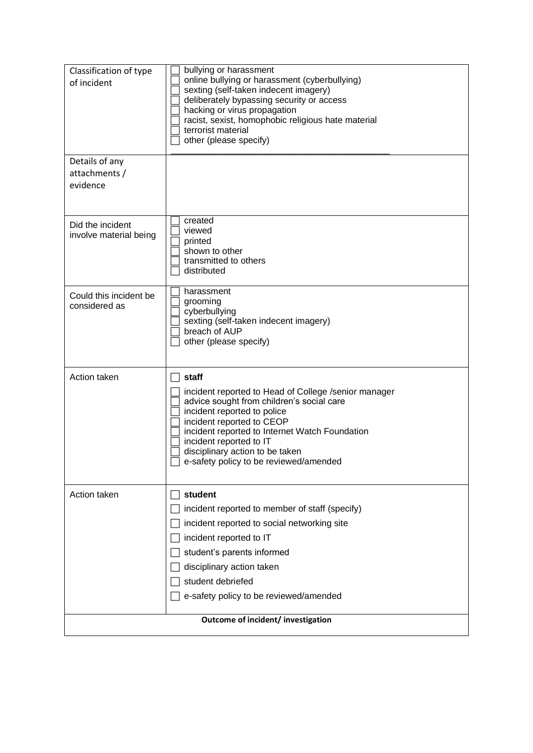| Classification of type of incident | ☐ bullying or harassment<br>☐ online bullying or harassment (cyberbullying)<br>☐ sexting (self-taken indecent imagery)<br>☐ deliberately bypassing security or access<br>☐ hacking or virus propagation<br>☐ racist, sexist, homophobic religious hate material<br>☐ terrorist material<br>☐ other (please specify)<br>_______________________________________________ |
|---|---|
| Details of any attachments / evidence | |
| Did the incident involve material being | ☐ created<br>☐ viewed<br>☐ printed<br>☐ shown to other<br>☐ transmitted to others<br>☐ distributed |
| Could this incident be considered as | ☐ harassment<br>☐ grooming<br>☐ cyberbullying<br>☐ sexting (self-taken indecent imagery)<br>☐ breach of AUP<br>☐ other (please specify) |
| Action taken | ☐ **staff**<br>☐ incident reported to Head of College /senior manager<br>☐ advice sought from children's social care<br>☐ incident reported to police<br>☐ incident reported to CEOP<br>☐ incident reported to Internet Watch Foundation<br>☐ incident reported to IT<br>☐ disciplinary action to be taken<br>☐ e-safety policy to be reviewed/amended |
| Action taken | ☐ **student**<br>☐ incident reported to member of staff (specify)<br>☐ incident reported to social networking site<br>☐ incident reported to IT<br>☐ student's parents informed<br>☐ disciplinary action taken<br>☐ student debriefed<br>☐ e-safety policy to be reviewed/amended |
| **Outcome of incident/ investigation** | |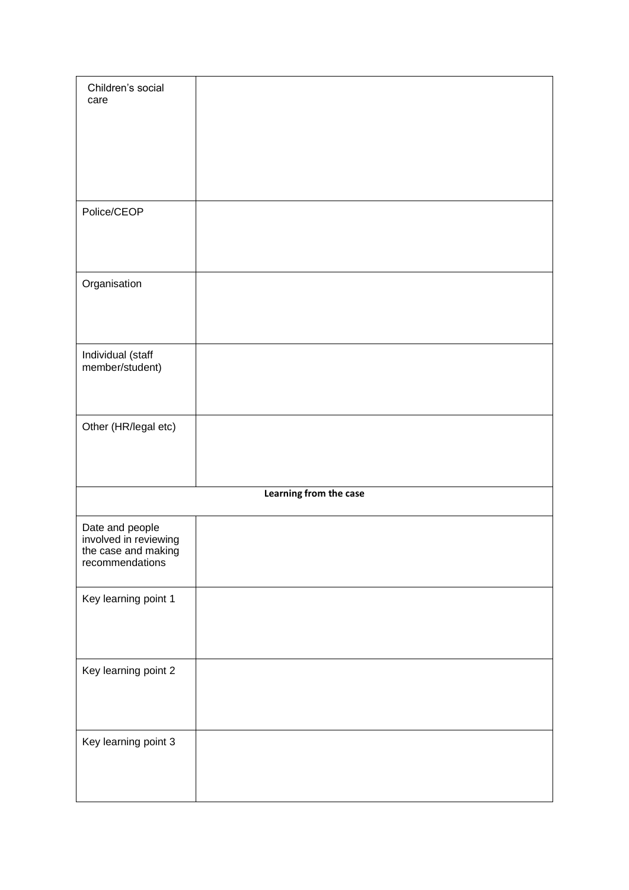| | |
|---|---|
| Children's social care | |
| Police/CEOP | |
| Organisation | |
| Individual (staff member/student) | |
| Other (HR/legal etc) | |
| **Learning from the case** | |
| Date and people involved in reviewing the case and making recommendations | |
| Key learning point 1 | |
| Key learning point 2 | |
| Key learning point 3 | |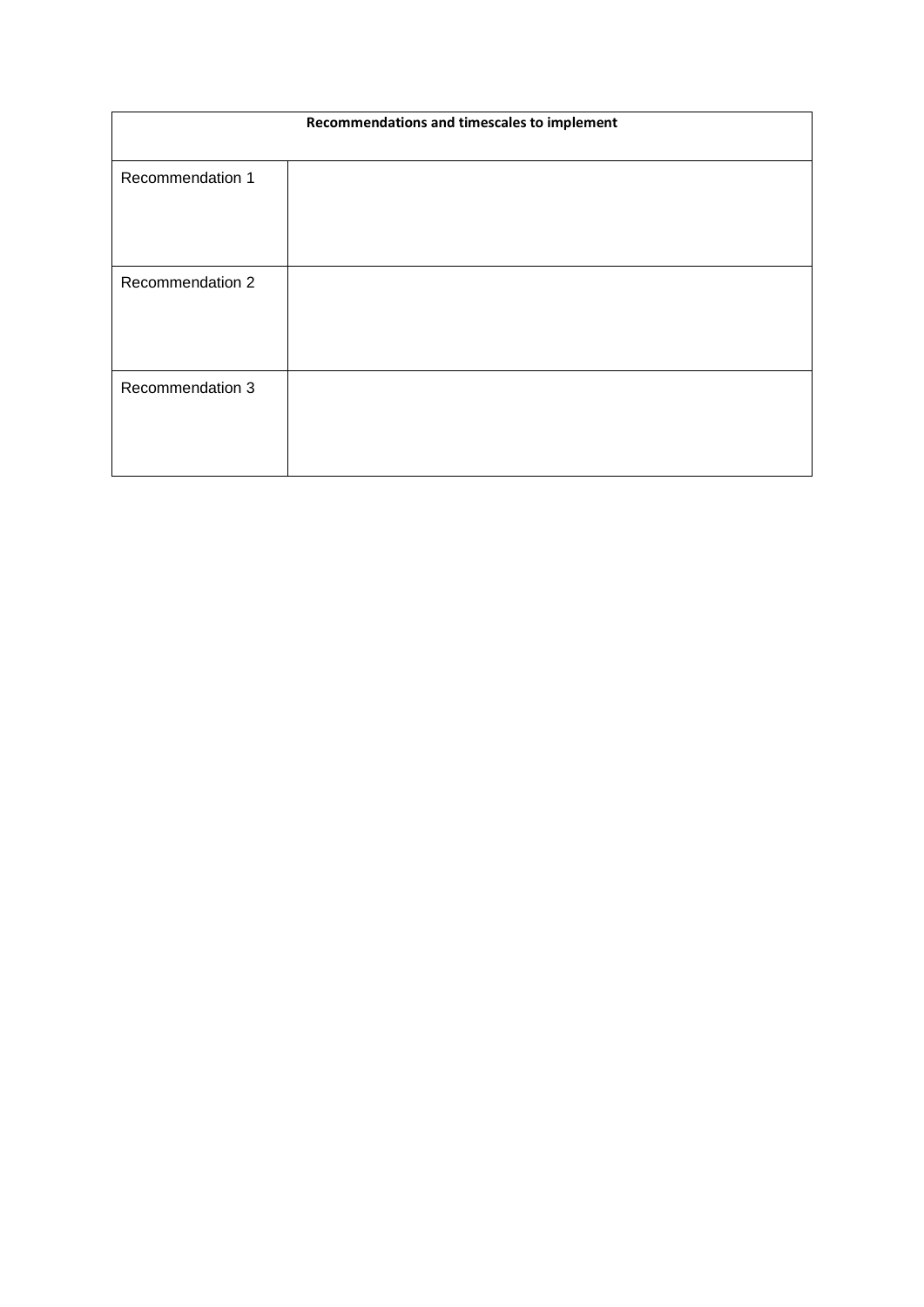| Recommendations and timescales to implement | |
|---|---|
| Recommendation 1 | |
| Recommendation 2 | |
| Recommendation 3 | |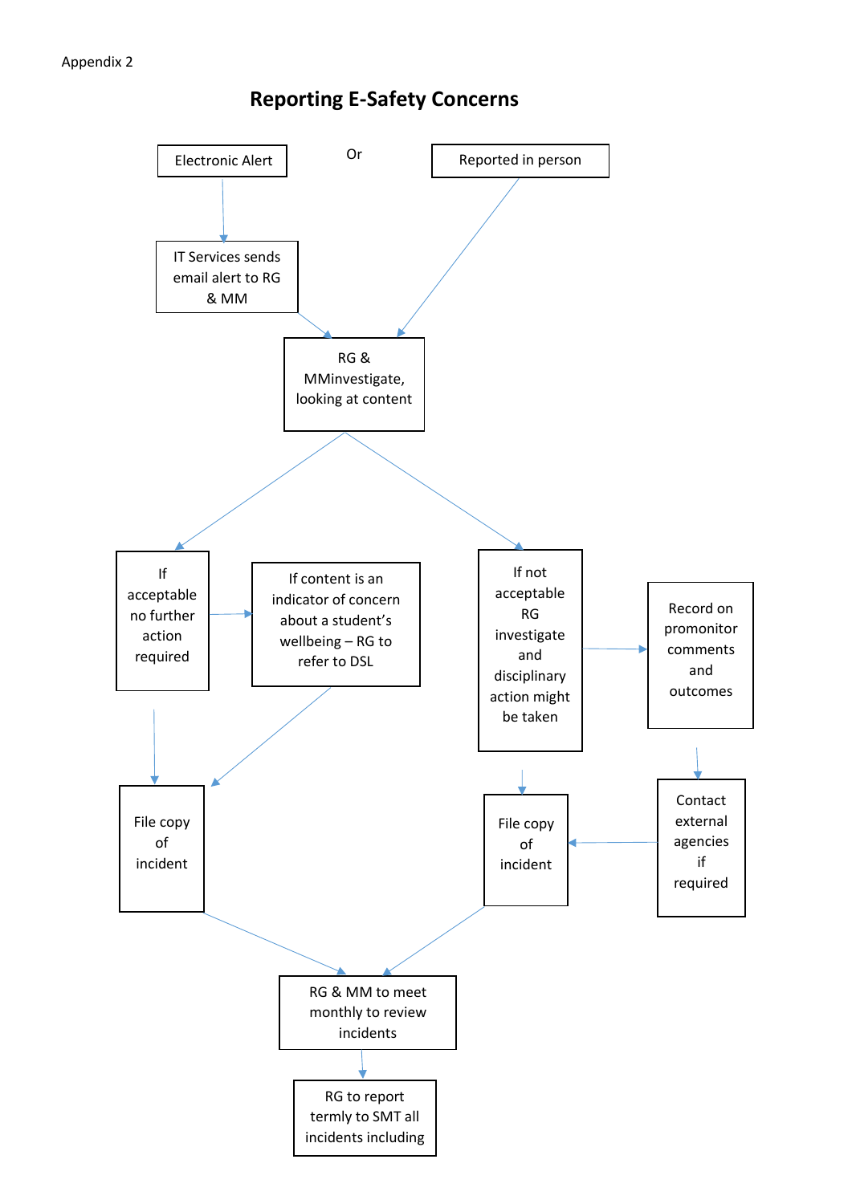Appendix 2

## Reporting E-Safety Concerns

Electronic Alert

Or

Reported in person

IT Services sends email alert to RG & MM

RG & MMinvestigate, looking at content

If acceptable no further action required

If content is an indicator of concern about a student's wellbeing – RG to refer to DSL

If not acceptable RG investigate and disciplinary action might be taken

Record on promonitor comments and outcomes

File copy of incident

File copy of incident

Contact external agencies if required

RG & MM to meet monthly to review incidents

RG to report termly to SMT all incidents including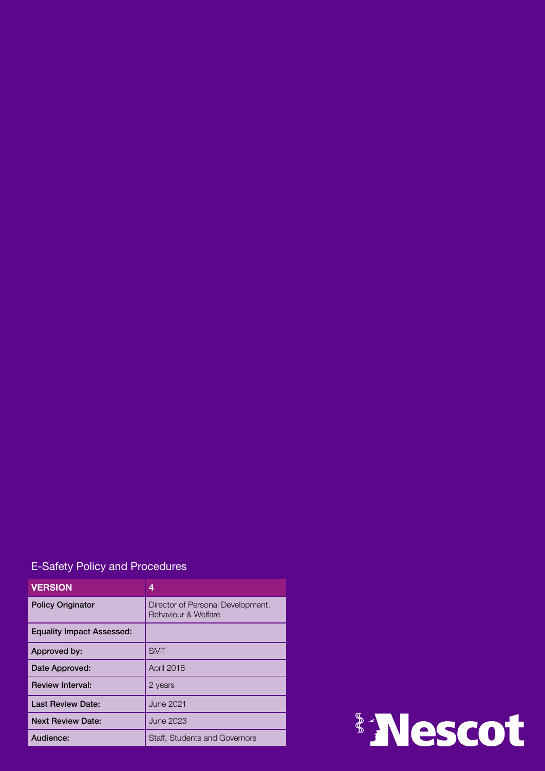E-Safety Policy and Procedures

| | |
|---|---|
| **VERSION** | **4** |
| Policy Originator | Director of Personal Development, Behaviour & Welfare |
| Equality Impact Assessed: | |
| Approved by: | SMT |
| Date Approved: | April 2018 |
| Review Interval: | 2 years |
| Last Review Date: | June 2021 |
| Next Review Date: | June 2023 |
| Audience: | Staff, Students and Governors |

Nescot